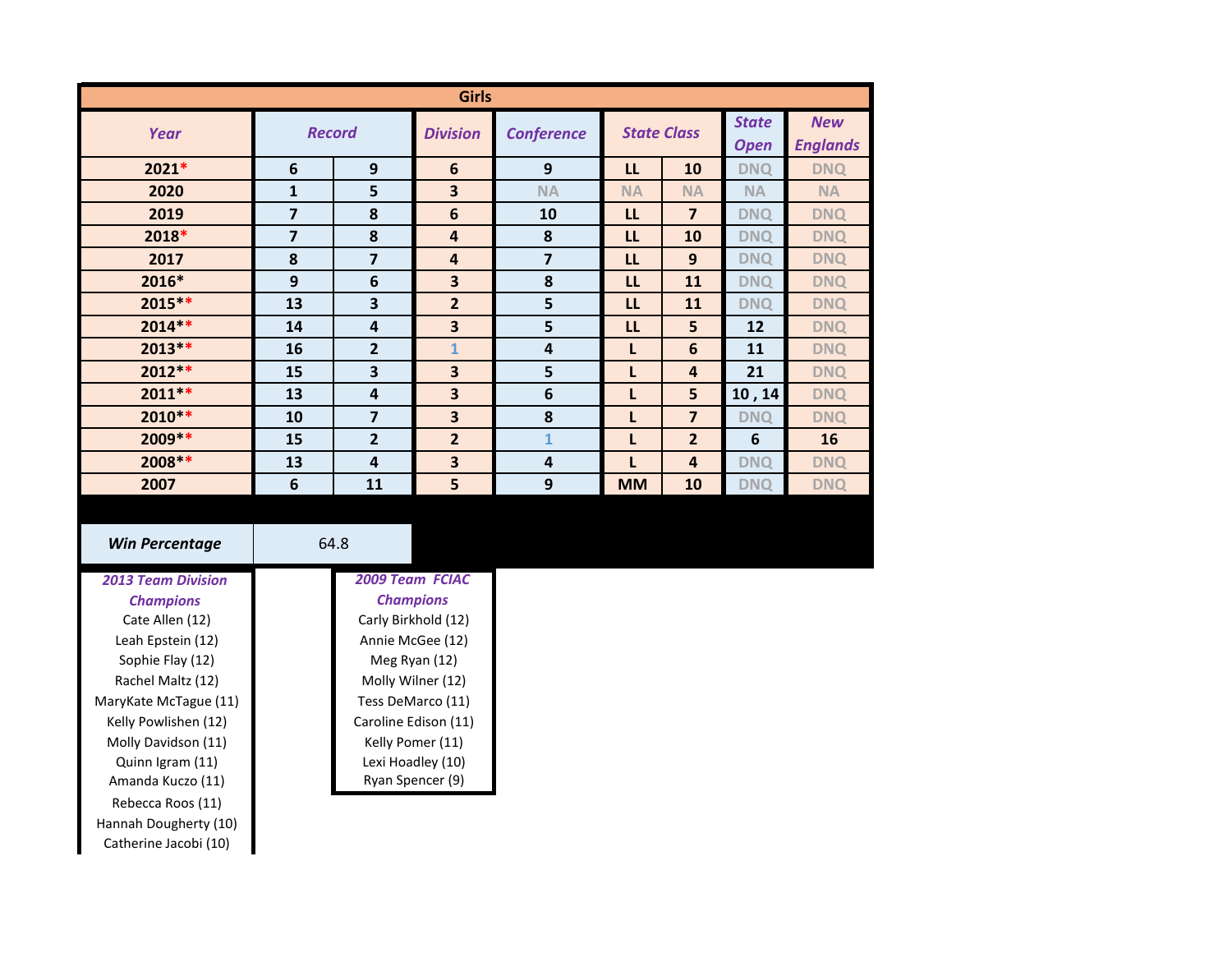| Girls | | | | | | | | |
|---|---|---|---|---|---|---|---|---|
| *Year* | *Record* | | *Division* | *Conference* | *State Class* | | *State Open* | *New Englands* |
| 2021* | 6 | 9 | 6 | 9 | LL | 10 | DNQ | DNQ |
| 2020 | 1 | 5 | 3 | NA | NA | NA | NA | NA |
| 2019 | 7 | 8 | 6 | 10 | LL | 7 | DNQ | DNQ |
| 2018* | 7 | 8 | 4 | 8 | LL | 10 | DNQ | DNQ |
| 2017 | 8 | 7 | 4 | 7 | LL | 9 | DNQ | DNQ |
| 2016* | 9 | 6 | 3 | 8 | LL | 11 | DNQ | DNQ |
| 2015** | 13 | 3 | 2 | 5 | LL | 11 | DNQ | DNQ |
| 2014** | 14 | 4 | 3 | 5 | LL | 5 | 12 | DNQ |
| 2013** | 16 | 2 | 1 | 4 | L | 6 | 11 | DNQ |
| 2012** | 15 | 3 | 3 | 5 | L | 4 | 21 | DNQ |
| 2011** | 13 | 4 | 3 | 6 | L | 5 | 10 , 14 | DNQ |
| 2010** | 10 | 7 | 3 | 8 | L | 7 | DNQ | DNQ |
| 2009** | 15 | 2 | 2 | 1 | L | 2 | 6 | 16 |
| 2008** | 13 | 4 | 3 | 4 | L | 4 | DNQ | DNQ |
| 2007 | 6 | 11 | 5 | 9 | MM | 10 | DNQ | DNQ |

| ***Win Percentage*** | 64.8 |
|---|---|

***2013 Team Division Champions***

Cate Allen (12)
Leah Epstein (12)
Sophie Flay (12)
Rachel Maltz (12)
MaryKate McTague (11)
Kelly Powlishen (12)
Molly Davidson (11)
Quinn Igram (11)
Amanda Kuczo (11)
Rebecca Roos (11)
Hannah Dougherty (10)
Catherine Jacobi (10)

***2009 Team FCIAC Champions***

Carly Birkhold (12)
Annie McGee (12)
Meg Ryan (12)
Molly Wilner (12)
Tess DeMarco (11)
Caroline Edison (11)
Kelly Pomer (11)
Lexi Hoadley (10)
Ryan Spencer (9)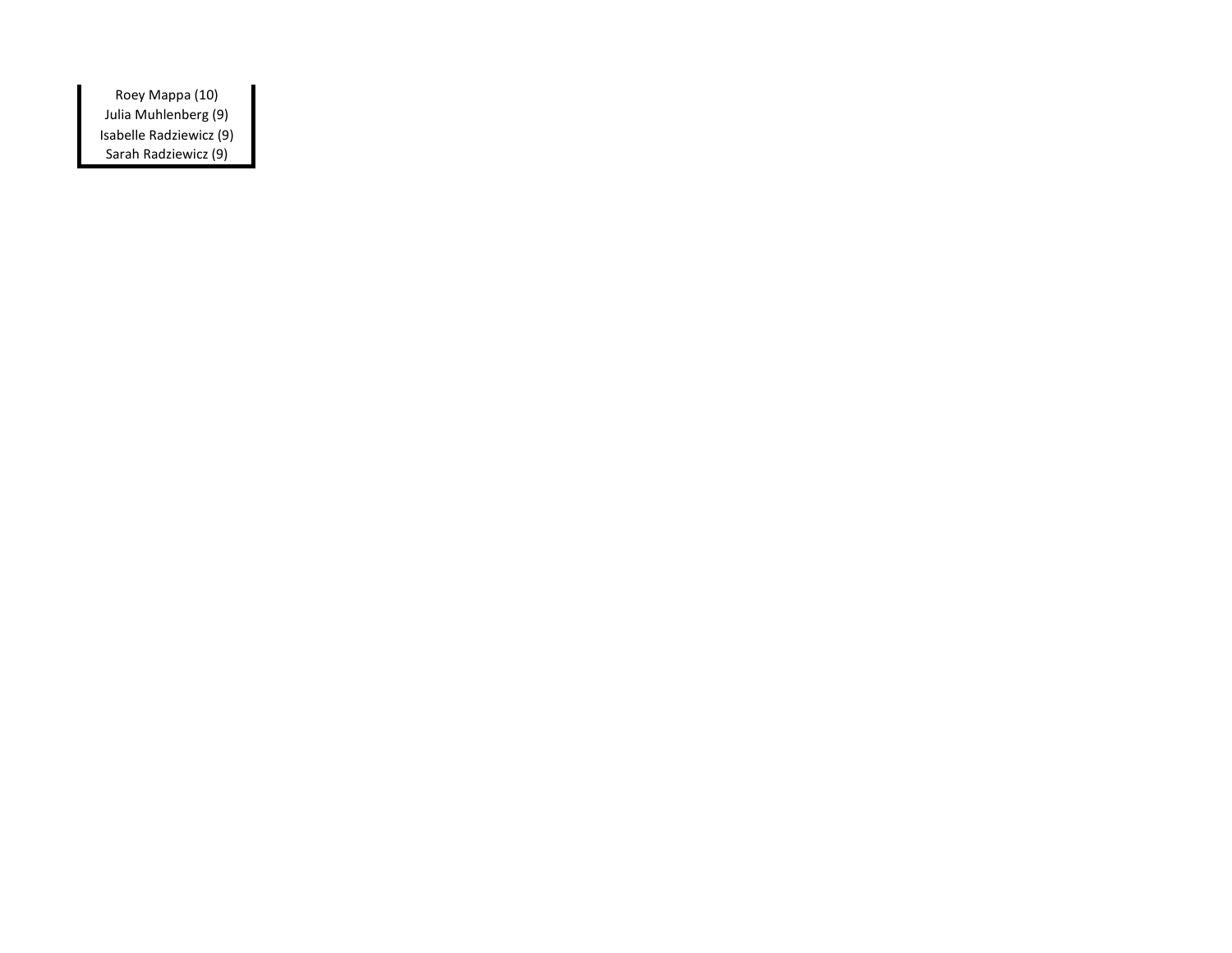Roey Mappa (10)
Julia Muhlenberg (9)
Isabelle Radziewicz (9)
Sarah Radziewicz (9)